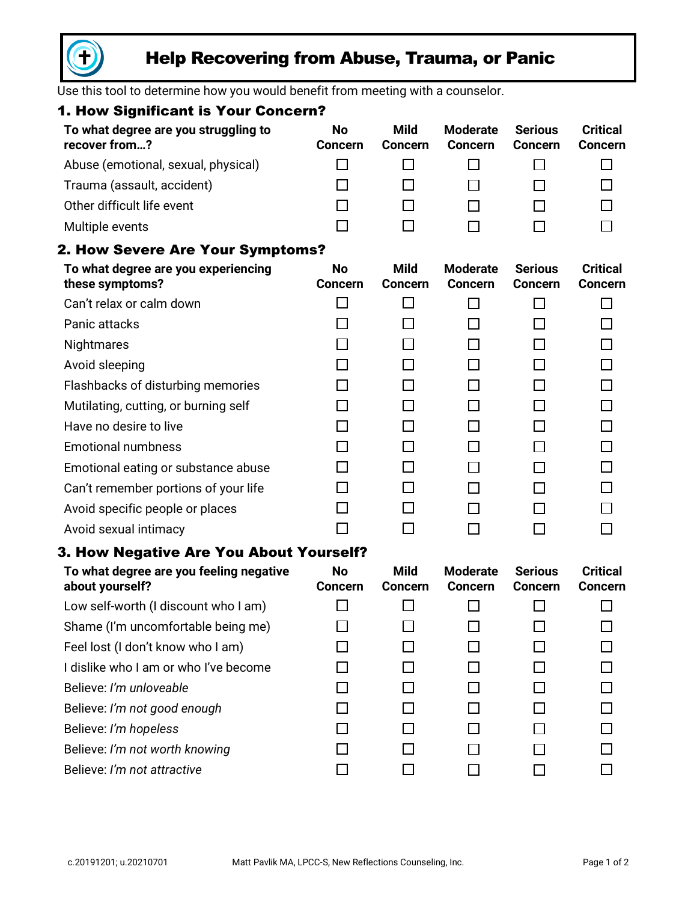# Help Recovering from Abuse, Trauma, or Panic

Use this tool to determine how you would benefit from meeting with a counselor.

## 1. How Significant is Your Concern?

| To what degree are you struggling to recover from…? | No Concern | Mild Concern | Moderate Concern | Serious Concern | Critical Concern |
|---|---|---|---|---|---|
| Abuse (emotional, sexual, physical) | ☐ | ☐ | ☐ | ☐ | ☐ |
| Trauma (assault, accident) | ☐ | ☐ | ☐ | ☐ | ☐ |
| Other difficult life event | ☐ | ☐ | ☐ | ☐ | ☐ |
| Multiple events | ☐ | ☐ | ☐ | ☐ | ☐ |

## 2. How Severe Are Your Symptoms?

| To what degree are you experiencing these symptoms? | No Concern | Mild Concern | Moderate Concern | Serious Concern | Critical Concern |
|---|---|---|---|---|---|
| Can't relax or calm down | ☐ | ☐ | ☐ | ☐ | ☐ |
| Panic attacks | ☐ | ☐ | ☐ | ☐ | ☐ |
| Nightmares | ☐ | ☐ | ☐ | ☐ | ☐ |
| Avoid sleeping | ☐ | ☐ | ☐ | ☐ | ☐ |
| Flashbacks of disturbing memories | ☐ | ☐ | ☐ | ☐ | ☐ |
| Mutilating, cutting, or burning self | ☐ | ☐ | ☐ | ☐ | ☐ |
| Have no desire to live | ☐ | ☐ | ☐ | ☐ | ☐ |
| Emotional numbness | ☐ | ☐ | ☐ | ☐ | ☐ |
| Emotional eating or substance abuse | ☐ | ☐ | ☐ | ☐ | ☐ |
| Can't remember portions of your life | ☐ | ☐ | ☐ | ☐ | ☐ |
| Avoid specific people or places | ☐ | ☐ | ☐ | ☐ | ☐ |
| Avoid sexual intimacy | ☐ | ☐ | ☐ | ☐ | ☐ |

## 3. How Negative Are You About Yourself?

| To what degree are you feeling negative about yourself? | No Concern | Mild Concern | Moderate Concern | Serious Concern | Critical Concern |
|---|---|---|---|---|---|
| Low self-worth (I discount who I am) | ☐ | ☐ | ☐ | ☐ | ☐ |
| Shame (I'm uncomfortable being me) | ☐ | ☐ | ☐ | ☐ | ☐ |
| Feel lost (I don't know who I am) | ☐ | ☐ | ☐ | ☐ | ☐ |
| I dislike who I am or who I've become | ☐ | ☐ | ☐ | ☐ | ☐ |
| Believe: *I'm unloveable* | ☐ | ☐ | ☐ | ☐ | ☐ |
| Believe: *I'm not good enough* | ☐ | ☐ | ☐ | ☐ | ☐ |
| Believe: *I'm hopeless* | ☐ | ☐ | ☐ | ☐ | ☐ |
| Believe: *I'm not worth knowing* | ☐ | ☐ | ☐ | ☐ | ☐ |
| Believe: *I'm not attractive* | ☐ | ☐ | ☐ | ☐ | ☐ |

c.20191201; u.20210701 Matt Pavlik MA, LPCC-S, New Reflections Counseling, Inc.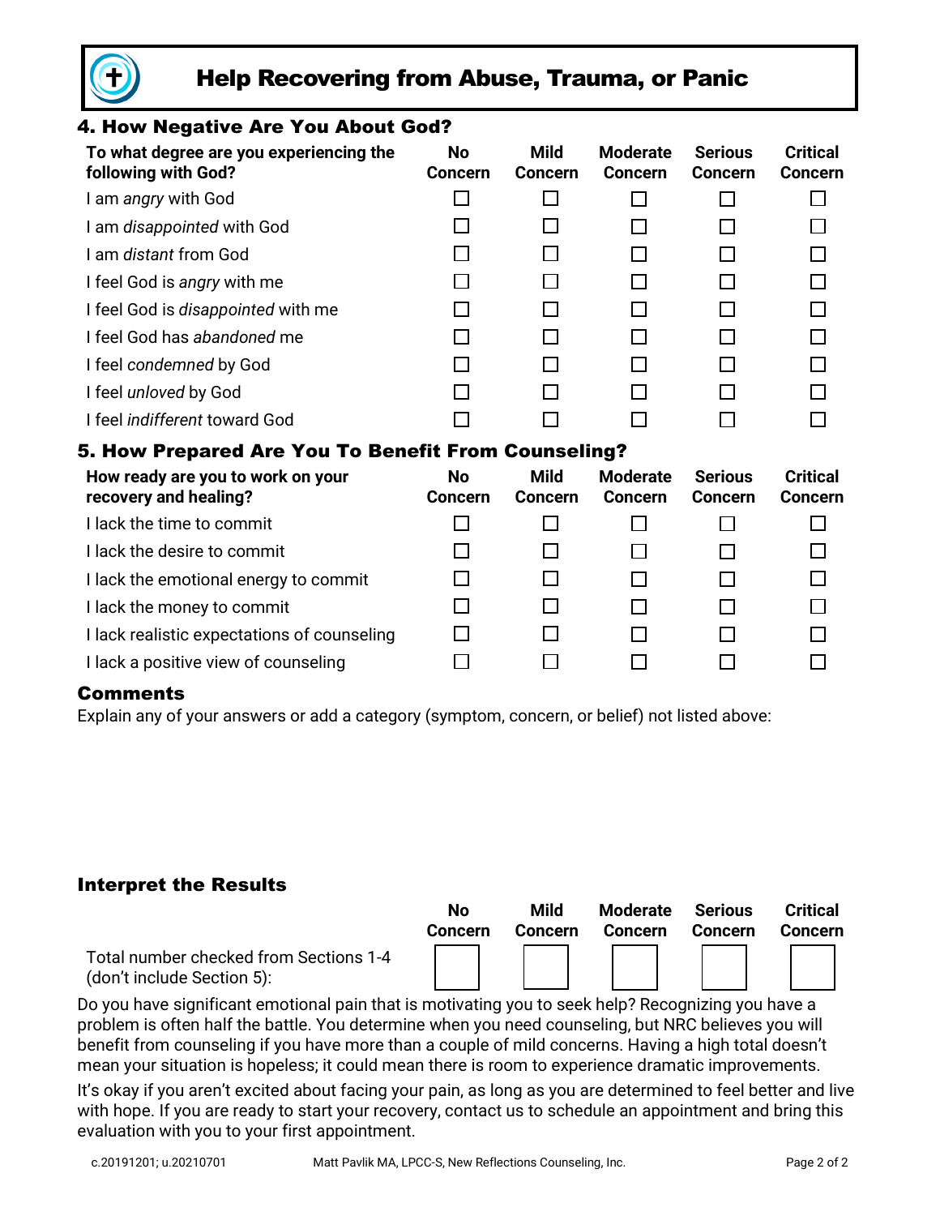# Help Recovering from Abuse, Trauma, or Panic

## 4. How Negative Are You About God?

| To what degree are you experiencing the following with God? | No Concern | Mild Concern | Moderate Concern | Serious Concern | Critical Concern |
|---|---|---|---|---|---|
| I am *angry* with God | ☐ | ☐ | ☐ | ☐ | ☐ |
| I am *disappointed* with God | ☐ | ☐ | ☐ | ☐ | ☐ |
| I am *distant* from God | ☐ | ☐ | ☐ | ☐ | ☐ |
| I feel God is *angry* with me | ☐ | ☐ | ☐ | ☐ | ☐ |
| I feel God is *disappointed* with me | ☐ | ☐ | ☐ | ☐ | ☐ |
| I feel God has *abandoned* me | ☐ | ☐ | ☐ | ☐ | ☐ |
| I feel *condemned* by God | ☐ | ☐ | ☐ | ☐ | ☐ |
| I feel *unloved* by God | ☐ | ☐ | ☐ | ☐ | ☐ |
| I feel *indifferent* toward God | ☐ | ☐ | ☐ | ☐ | ☐ |

## 5. How Prepared Are You To Benefit From Counseling?

| How ready are you to work on your recovery and healing? | No Concern | Mild Concern | Moderate Concern | Serious Concern | Critical Concern |
|---|---|---|---|---|---|
| I lack the time to commit | ☐ | ☐ | ☐ | ☐ | ☐ |
| I lack the desire to commit | ☐ | ☐ | ☐ | ☐ | ☐ |
| I lack the emotional energy to commit | ☐ | ☐ | ☐ | ☐ | ☐ |
| I lack the money to commit | ☐ | ☐ | ☐ | ☐ | ☐ |
| I lack realistic expectations of counseling | ☐ | ☐ | ☐ | ☐ | ☐ |
| I lack a positive view of counseling | ☐ | ☐ | ☐ | ☐ | ☐ |

## Comments

Explain any of your answers or add a category (symptom, concern, or belief) not listed above:

## Interpret the Results

| | No Concern | Mild Concern | Moderate Concern | Serious Concern | Critical Concern |
|---|---|---|---|---|---|
| Total number checked from Sections 1-4 (don't include Section 5): | | | | | |

Do you have significant emotional pain that is motivating you to seek help? Recognizing you have a problem is often half the battle. You determine when you need counseling, but NRC believes you will benefit from counseling if you have more than a couple of mild concerns. Having a high total doesn't mean your situation is hopeless; it could mean there is room to experience dramatic improvements.

It's okay if you aren't excited about facing your pain, as long as you are determined to feel better and live with hope. If you are ready to start your recovery, contact us to schedule an appointment and bring this evaluation with you to your first appointment.

c.20191201; u.20210701 Matt Pavlik MA, LPCC-S, New Reflections Counseling, Inc.